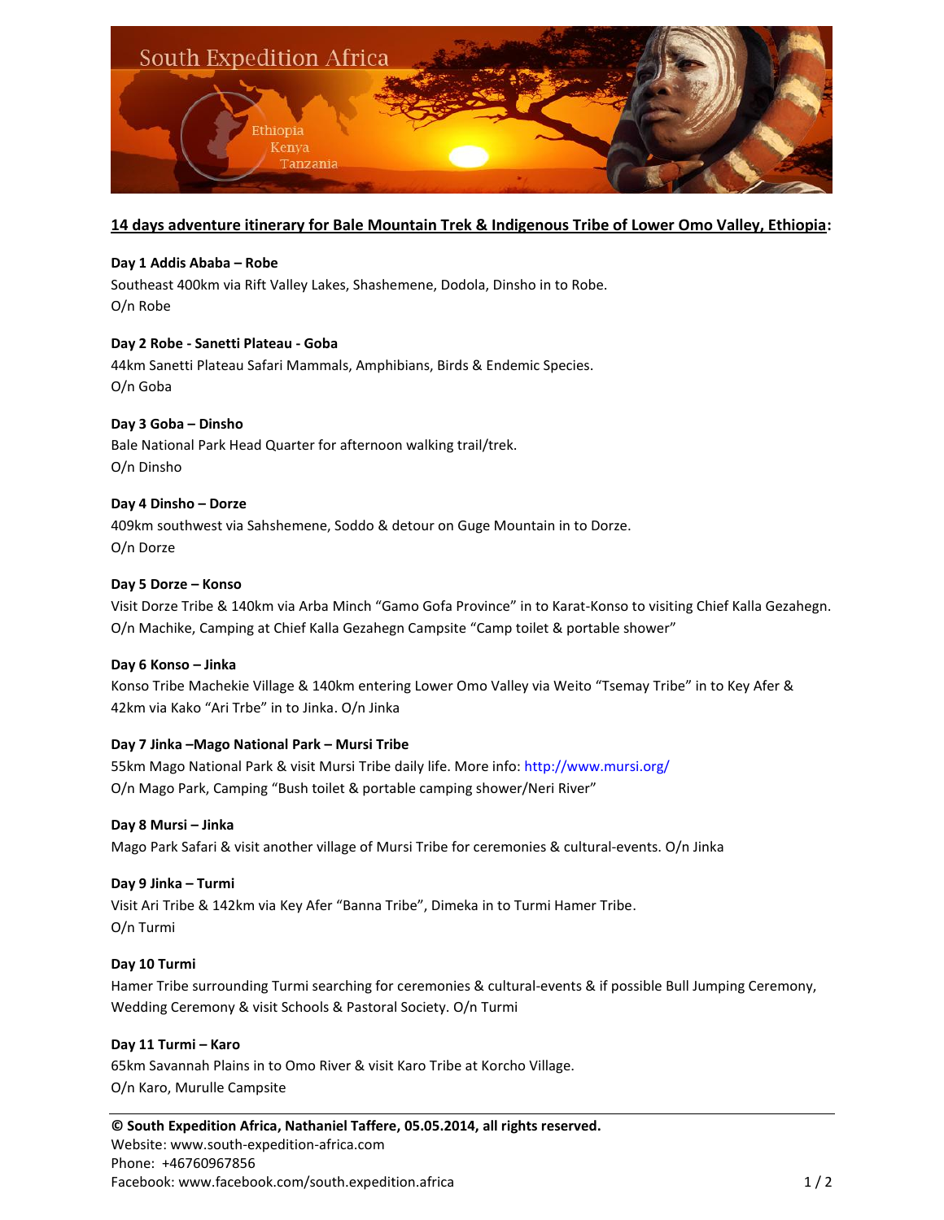**14 days adventure itinerary for Bale Mountain Trek & Indigenous Tribe of Lower Omo Valley, Ethiopia:**

**Day 1 Addis Ababa – Robe**
Southeast 400km via Rift Valley Lakes, Shashemene, Dodola, Dinsho in to Robe.
O/n Robe

**Day 2 Robe - Sanetti Plateau - Goba**
44km Sanetti Plateau Safari Mammals, Amphibians, Birds & Endemic Species.
O/n Goba

**Day 3 Goba – Dinsho**
Bale National Park Head Quarter for afternoon walking trail/trek.
O/n Dinsho

**Day 4 Dinsho – Dorze**
409km southwest via Sahshemene, Soddo & detour on Guge Mountain in to Dorze.
O/n Dorze

**Day 5 Dorze – Konso**
Visit Dorze Tribe & 140km via Arba Minch "Gamo Gofa Province" in to Karat-Konso to visiting Chief Kalla Gezahegn.
O/n Machike, Camping at Chief Kalla Gezahegn Campsite "Camp toilet & portable shower"

**Day 6 Konso – Jinka**
Konso Tribe Machekie Village & 140km entering Lower Omo Valley via Weito "Tsemay Tribe" in to Key Afer & 42km via Kako "Ari Trbe" in to Jinka. O/n Jinka

**Day 7 Jinka –Mago National Park – Mursi Tribe**
55km Mago National Park & visit Mursi Tribe daily life. More info: http://www.mursi.org/
O/n Mago Park, Camping "Bush toilet & portable camping shower/Neri River"

**Day 8 Mursi – Jinka**
Mago Park Safari & visit another village of Mursi Tribe for ceremonies & cultural-events. O/n Jinka

**Day 9 Jinka – Turmi**
Visit Ari Tribe & 142km via Key Afer "Banna Tribe", Dimeka in to Turmi Hamer Tribe.
O/n Turmi

**Day 10 Turmi**
Hamer Tribe surrounding Turmi searching for ceremonies & cultural-events & if possible Bull Jumping Ceremony, Wedding Ceremony & visit Schools & Pastoral Society. O/n Turmi

**Day 11 Turmi – Karo**
65km Savannah Plains in to Omo River & visit Karo Tribe at Korcho Village.
O/n Karo, Murulle Campsite

---

**© South Expedition Africa, Nathaniel Taffere, 05.05.2014, all rights reserved.**
Website: www.south-expedition-africa.com
Phone: +46760967856
Facebook: www.facebook.com/south.expedition.africa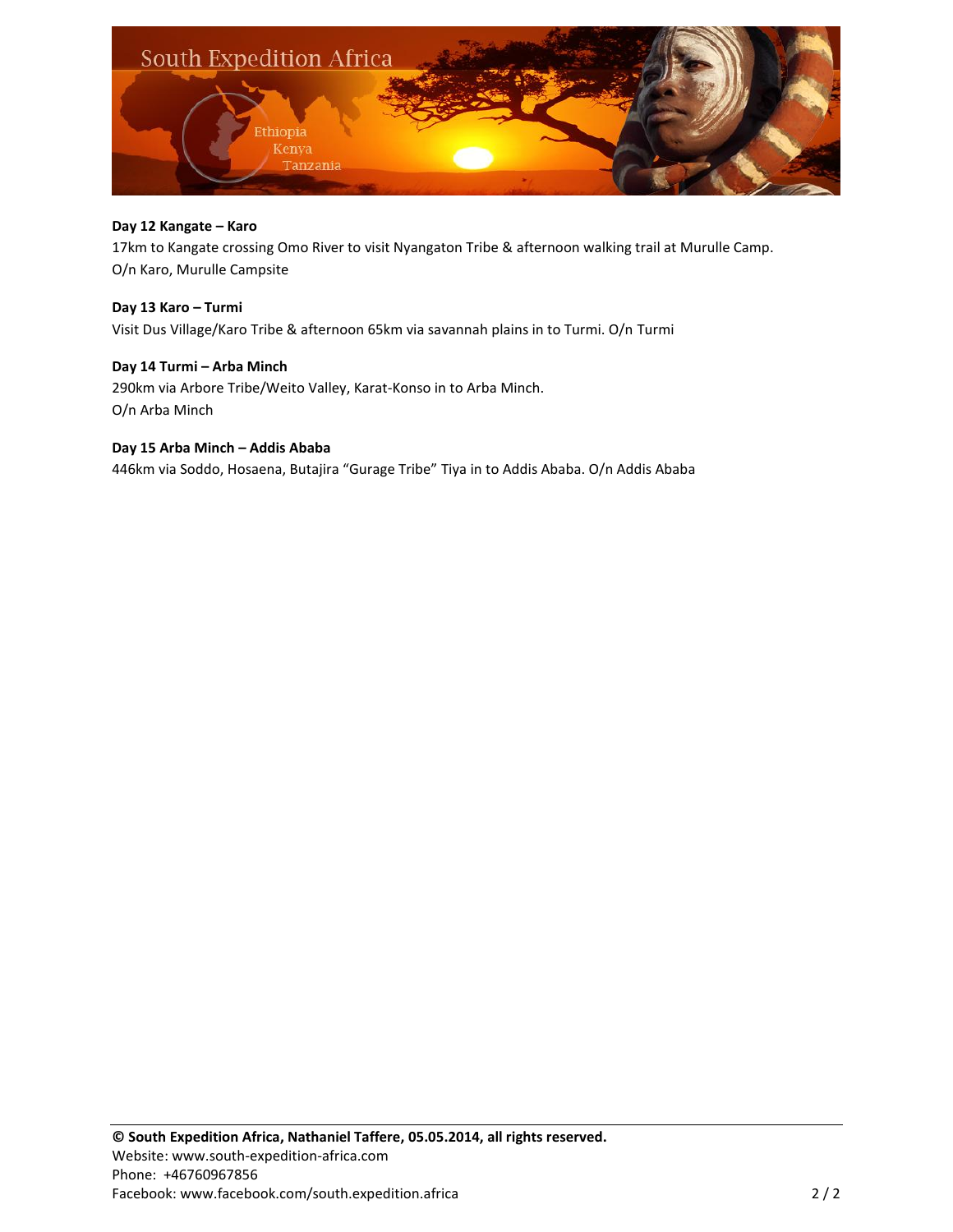**Day 12 Kangate – Karo**
17km to Kangate crossing Omo River to visit Nyangaton Tribe & afternoon walking trail at Murulle Camp.
O/n Karo, Murulle Campsite

**Day 13 Karo – Turmi**
Visit Dus Village/Karo Tribe & afternoon 65km via savannah plains in to Turmi. O/n Turmi

**Day 14 Turmi – Arba Minch**
290km via Arbore Tribe/Weito Valley, Karat-Konso in to Arba Minch.
O/n Arba Minch

**Day 15 Arba Minch – Addis Ababa**
446km via Soddo, Hosaena, Butajira "Gurage Tribe" Tiya in to Addis Ababa. O/n Addis Ababa

**© South Expedition Africa, Nathaniel Taffere, 05.05.2014, all rights reserved.**
Website: www.south-expedition-africa.com
Phone: +46760967856
Facebook: www.facebook.com/south.expedition.africa